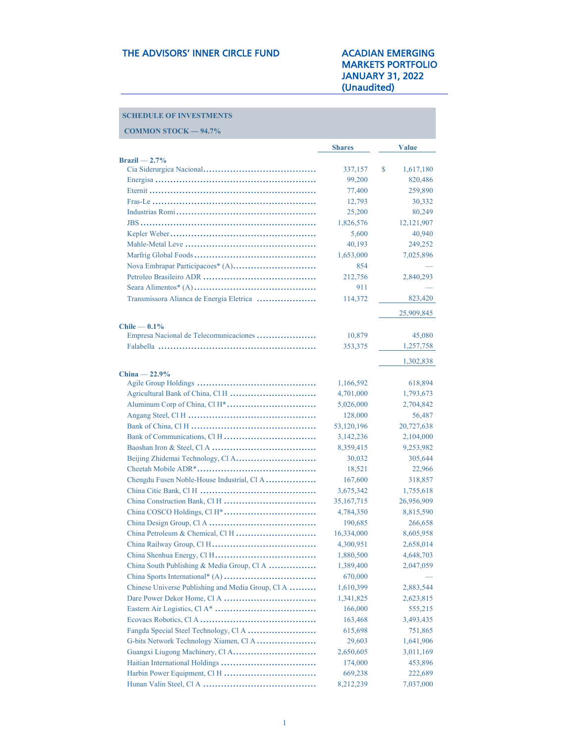# THE ADVISORS' INNER CIRCLE FUND

## ACADIAN EMERGING MARKETS PORTFOLIO
## JANUARY 31, 2022
## (Unaudited)

**SCHEDULE OF INVESTMENTS**

**COMMON STOCK — 94.7%**

| | Shares | Value |
|---|---|---|
| **Brazil — 2.7%** | | |
| Cia Siderurgica Nacional | 337,157 | $ 1,617,180 |
| Energisa | 99,200 | 820,486 |
| Eternit | 77,400 | 259,890 |
| Fras-Le | 12,793 | 30,332 |
| Industrias Romi | 25,200 | 80,249 |
| JBS | 1,826,576 | 12,121,907 |
| Kepler Weber | 5,600 | 40,940 |
| Mahle-Metal Leve | 40,193 | 249,252 |
| Marfrig Global Foods | 1,653,000 | 7,025,896 |
| Nova Embrapar Participacoes* (A) | 854 | — |
| Petroleo Brasileiro ADR | 212,756 | 2,840,293 |
| Seara Alimentos* (A) | 911 | — |
| Transmissora Alianca de Energia Eletrica | 114,372 | 823,420 |
| | | 25,909,845 |
| **Chile — 0.1%** | | |
| Empresa Nacional de Telecomunicaciones | 10,879 | 45,080 |
| Falabella | 353,375 | 1,257,758 |
| | | 1,302,838 |
| **China — 22.9%** | | |
| Agile Group Holdings | 1,166,592 | 618,894 |
| Agricultural Bank of China, Cl H | 4,701,000 | 1,793,673 |
| Aluminum Corp of China, Cl H* | 5,026,000 | 2,704,842 |
| Angang Steel, Cl H | 128,000 | 56,487 |
| Bank of China, Cl H | 53,120,196 | 20,727,638 |
| Bank of Communications, Cl H | 3,142,236 | 2,104,000 |
| Baoshan Iron & Steel, Cl A | 8,359,415 | 9,253,982 |
| Beijing Zhidemai Technology, Cl A | 30,032 | 305,644 |
| Cheetah Mobile ADR* | 18,521 | 22,966 |
| Chengdu Fusen Noble-House Industrial, Cl A | 167,600 | 318,857 |
| China Citic Bank, Cl H | 3,675,342 | 1,755,618 |
| China Construction Bank, Cl H | 35,167,715 | 26,956,909 |
| China COSCO Holdings, Cl H* | 4,784,350 | 8,815,590 |
| China Design Group, Cl A | 190,685 | 266,658 |
| China Petroleum & Chemical, Cl H | 16,334,000 | 8,605,958 |
| China Railway Group, Cl H | 4,300,951 | 2,658,014 |
| China Shenhua Energy, Cl H | 1,880,500 | 4,648,703 |
| China South Publishing & Media Group, Cl A | 1,389,400 | 2,047,059 |
| China Sports International* (A) | 670,000 | — |
| Chinese Universe Publishing and Media Group, Cl A | 1,610,399 | 2,883,544 |
| Dare Power Dekor Home, Cl A | 1,341,825 | 2,623,815 |
| Eastern Air Logistics, Cl A* | 166,000 | 555,215 |
| Ecovacs Robotics, Cl A | 163,468 | 3,493,435 |
| Fangda Special Steel Technology, Cl A | 615,698 | 751,865 |
| G-bits Network Technology Xiamen, Cl A | 29,603 | 1,641,906 |
| Guangxi Liugong Machinery, Cl A | 2,650,605 | 3,011,169 |
| Haitian International Holdings | 174,000 | 453,896 |
| Harbin Power Equipment, Cl H | 669,238 | 222,689 |
| Hunan Valin Steel, Cl A | 8,212,239 | 7,037,000 |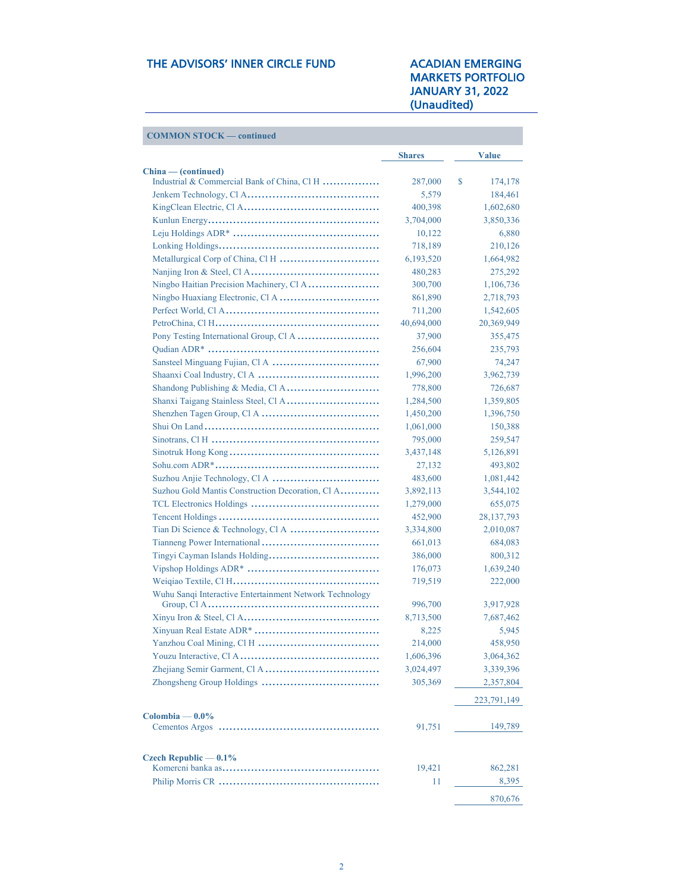THE ADVISORS' INNER CIRCLE FUND

ACADIAN EMERGING MARKETS PORTFOLIO
JANUARY 31, 2022
(Unaudited)

**COMMON STOCK — continued**

| | Shares | Value |
|---|---|---|
| **China — (continued)** | | |
| Industrial & Commercial Bank of China, Cl H | 287,000 | $ 174,178 |
| Jenkem Technology, Cl A | 5,579 | 184,461 |
| KingClean Electric, Cl A | 400,398 | 1,602,680 |
| Kunlun Energy | 3,704,000 | 3,850,336 |
| Leju Holdings ADR* | 10,122 | 6,880 |
| Lonking Holdings | 718,189 | 210,126 |
| Metallurgical Corp of China, Cl H | 6,193,520 | 1,664,982 |
| Nanjing Iron & Steel, Cl A | 480,283 | 275,292 |
| Ningbo Haitian Precision Machinery, Cl A | 300,700 | 1,106,736 |
| Ningbo Huaxiang Electronic, Cl A | 861,890 | 2,718,793 |
| Perfect World, Cl A | 711,200 | 1,542,605 |
| PetroChina, Cl H | 40,694,000 | 20,369,949 |
| Pony Testing International Group, Cl A | 37,900 | 355,475 |
| Qudian ADR* | 256,604 | 235,793 |
| Sansteel Minguang Fujian, Cl A | 67,900 | 74,247 |
| Shaanxi Coal Industry, Cl A | 1,996,200 | 3,962,739 |
| Shandong Publishing & Media, Cl A | 778,800 | 726,687 |
| Shanxi Taigang Stainless Steel, Cl A | 1,284,500 | 1,359,805 |
| Shenzhen Tagen Group, Cl A | 1,450,200 | 1,396,750 |
| Shui On Land | 1,061,000 | 150,388 |
| Sinotrans, Cl H | 795,000 | 259,547 |
| Sinotruk Hong Kong | 3,437,148 | 5,126,891 |
| Sohu.com ADR* | 27,132 | 493,802 |
| Suzhou Anjie Technology, Cl A | 483,600 | 1,081,442 |
| Suzhou Gold Mantis Construction Decoration, Cl A | 3,892,113 | 3,544,102 |
| TCL Electronics Holdings | 1,279,000 | 655,075 |
| Tencent Holdings | 452,900 | 28,137,793 |
| Tian Di Science & Technology, Cl A | 3,334,800 | 2,010,087 |
| Tianneng Power International | 661,013 | 684,083 |
| Tingyi Cayman Islands Holding | 386,000 | 800,312 |
| Vipshop Holdings ADR* | 176,073 | 1,639,240 |
| Weiqiao Textile, Cl H | 719,519 | 222,000 |
| Wuhu Sanqi Interactive Entertainment Network Technology Group, Cl A | 996,700 | 3,917,928 |
| Xinyu Iron & Steel, Cl A | 8,713,500 | 7,687,462 |
| Xinyuan Real Estate ADR* | 8,225 | 5,945 |
| Yanzhou Coal Mining, Cl H | 214,000 | 458,950 |
| Youzu Interactive, Cl A | 1,606,396 | 3,064,362 |
| Zhejiang Semir Garment, Cl A | 3,024,497 | 3,339,396 |
| Zhongsheng Group Holdings | 305,369 | 2,357,804 |
| | | 223,791,149 |
| **Colombia — 0.0%** | | |
| Cementos Argos | 91,751 | 149,789 |
| **Czech Republic — 0.1%** | | |
| Komercni banka as | 19,421 | 862,281 |
| Philip Morris CR | 11 | 8,395 |
| | | 870,676 |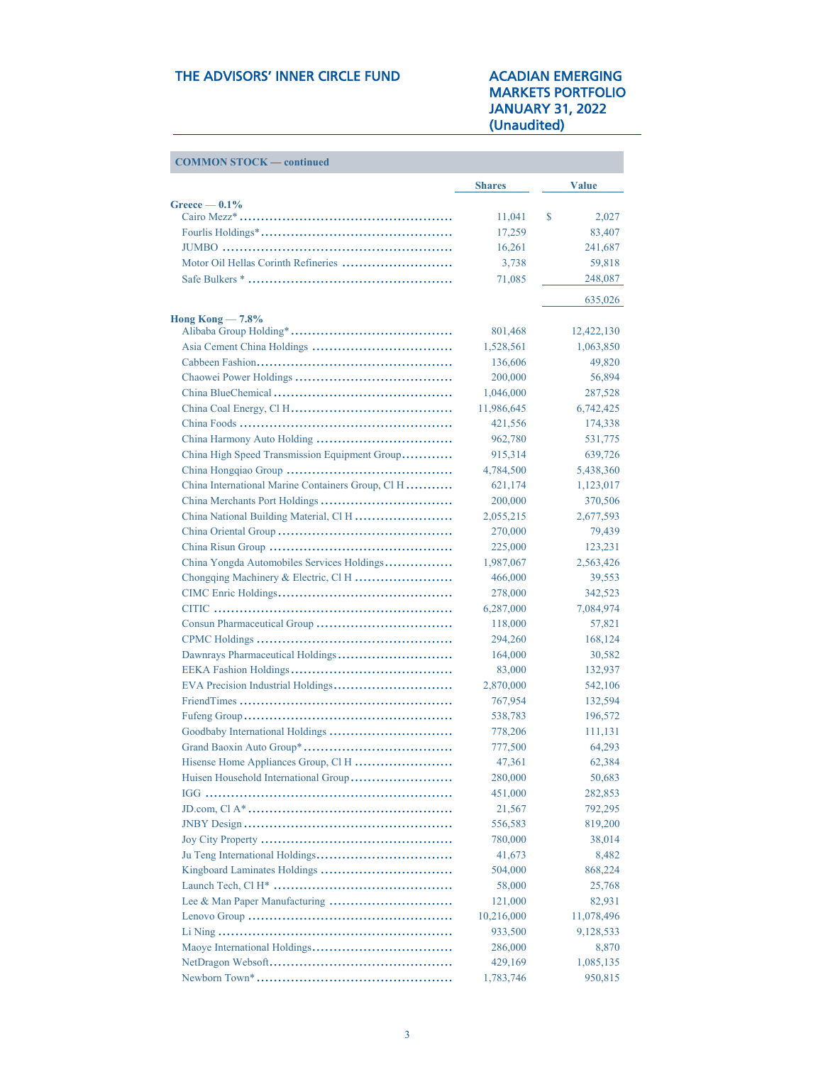**COMMON STOCK — continued**

| | Shares | Value |
|---|---|---|
| **Greece — 0.1%** | | |
| Cairo Mezz* | 11,041 | $ 2,027 |
| Fourlis Holdings* | 17,259 | 83,407 |
| JUMBO | 16,261 | 241,687 |
| Motor Oil Hellas Corinth Refineries | 3,738 | 59,818 |
| Safe Bulkers * | 71,085 | 248,087 |
| | | 635,026 |
| **Hong Kong — 7.8%** | | |
| Alibaba Group Holding* | 801,468 | 12,422,130 |
| Asia Cement China Holdings | 1,528,561 | 1,063,850 |
| Cabbeen Fashion | 136,606 | 49,820 |
| Chaowei Power Holdings | 200,000 | 56,894 |
| China BlueChemical | 1,046,000 | 287,528 |
| China Coal Energy, Cl H | 11,986,645 | 6,742,425 |
| China Foods | 421,556 | 174,338 |
| China Harmony Auto Holding | 962,780 | 531,775 |
| China High Speed Transmission Equipment Group | 915,314 | 639,726 |
| China Hongqiao Group | 4,784,500 | 5,438,360 |
| China International Marine Containers Group, Cl H | 621,174 | 1,123,017 |
| China Merchants Port Holdings | 200,000 | 370,506 |
| China National Building Material, Cl H | 2,055,215 | 2,677,593 |
| China Oriental Group | 270,000 | 79,439 |
| China Risun Group | 225,000 | 123,231 |
| China Yongda Automobiles Services Holdings | 1,987,067 | 2,563,426 |
| Chongqing Machinery & Electric, Cl H | 466,000 | 39,553 |
| CIMC Enric Holdings | 278,000 | 342,523 |
| CITIC | 6,287,000 | 7,084,974 |
| Consun Pharmaceutical Group | 118,000 | 57,821 |
| CPMC Holdings | 294,260 | 168,124 |
| Dawnrays Pharmaceutical Holdings | 164,000 | 30,582 |
| EEKA Fashion Holdings | 83,000 | 132,937 |
| EVA Precision Industrial Holdings | 2,870,000 | 542,106 |
| FriendTimes | 767,954 | 132,594 |
| Fufeng Group | 538,783 | 196,572 |
| Goodbaby International Holdings | 778,206 | 111,131 |
| Grand Baoxin Auto Group* | 777,500 | 64,293 |
| Hisense Home Appliances Group, Cl H | 47,361 | 62,384 |
| Huisen Household International Group | 280,000 | 50,683 |
| IGG | 451,000 | 282,853 |
| JD.com, Cl A* | 21,567 | 792,295 |
| JNBY Design | 556,583 | 819,200 |
| Joy City Property | 780,000 | 38,014 |
| Ju Teng International Holdings | 41,673 | 8,482 |
| Kingboard Laminates Holdings | 504,000 | 868,224 |
| Launch Tech, Cl H* | 58,000 | 25,768 |
| Lee & Man Paper Manufacturing | 121,000 | 82,931 |
| Lenovo Group | 10,216,000 | 11,078,496 |
| Li Ning | 933,500 | 9,128,533 |
| Maoye International Holdings | 286,000 | 8,870 |
| NetDragon Websoft | 429,169 | 1,085,135 |
| Newborn Town* | 1,783,746 | 950,815 |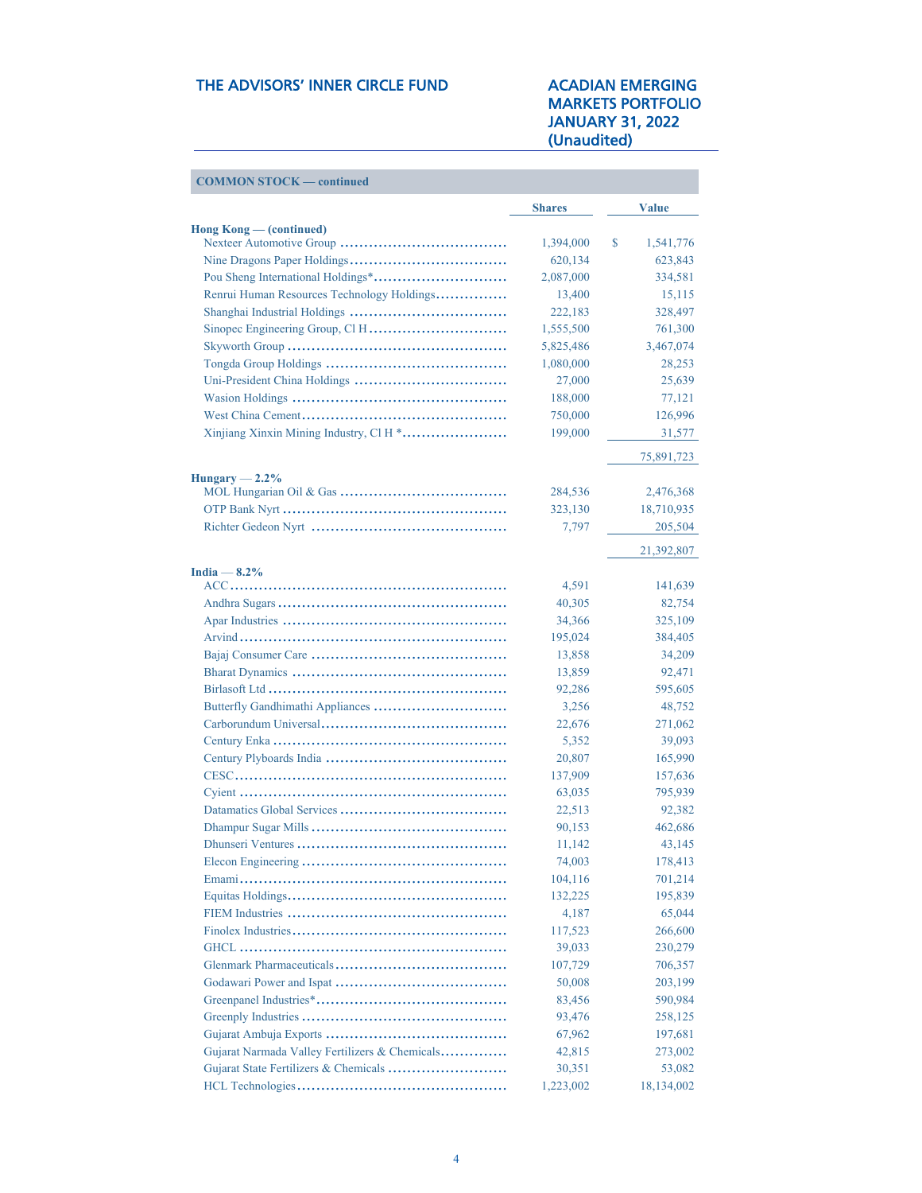**COMMON STOCK — continued**

| | Shares | Value |
|---|---|---|
| **Hong Kong — (continued)** | | |
| Nexteer Automotive Group | 1,394,000 | $ 1,541,776 |
| Nine Dragons Paper Holdings | 620,134 | 623,843 |
| Pou Sheng International Holdings* | 2,087,000 | 334,581 |
| Renrui Human Resources Technology Holdings | 13,400 | 15,115 |
| Shanghai Industrial Holdings | 222,183 | 328,497 |
| Sinopec Engineering Group, Cl H | 1,555,500 | 761,300 |
| Skyworth Group | 5,825,486 | 3,467,074 |
| Tongda Group Holdings | 1,080,000 | 28,253 |
| Uni-President China Holdings | 27,000 | 25,639 |
| Wasion Holdings | 188,000 | 77,121 |
| West China Cement | 750,000 | 126,996 |
| Xinjiang Xinxin Mining Industry, Cl H * | 199,000 | 31,577 |
| | | 75,891,723 |
| **Hungary — 2.2%** | | |
| MOL Hungarian Oil & Gas | 284,536 | 2,476,368 |
| OTP Bank Nyrt | 323,130 | 18,710,935 |
| Richter Gedeon Nyrt | 7,797 | 205,504 |
| | | 21,392,807 |
| **India — 8.2%** | | |
| ACC | 4,591 | 141,639 |
| Andhra Sugars | 40,305 | 82,754 |
| Apar Industries | 34,366 | 325,109 |
| Arvind | 195,024 | 384,405 |
| Bajaj Consumer Care | 13,858 | 34,209 |
| Bharat Dynamics | 13,859 | 92,471 |
| Birlasoft Ltd | 92,286 | 595,605 |
| Butterfly Gandhimathi Appliances | 3,256 | 48,752 |
| Carborundum Universal | 22,676 | 271,062 |
| Century Enka | 5,352 | 39,093 |
| Century Plyboards India | 20,807 | 165,990 |
| CESC | 137,909 | 157,636 |
| Cyient | 63,035 | 795,939 |
| Datamatics Global Services | 22,513 | 92,382 |
| Dhampur Sugar Mills | 90,153 | 462,686 |
| Dhunseri Ventures | 11,142 | 43,145 |
| Elecon Engineering | 74,003 | 178,413 |
| Emami | 104,116 | 701,214 |
| Equitas Holdings | 132,225 | 195,839 |
| FIEM Industries | 4,187 | 65,044 |
| Finolex Industries | 117,523 | 266,600 |
| GHCL | 39,033 | 230,279 |
| Glenmark Pharmaceuticals | 107,729 | 706,357 |
| Godawari Power and Ispat | 50,008 | 203,199 |
| Greenpanel Industries* | 83,456 | 590,984 |
| Greenply Industries | 93,476 | 258,125 |
| Gujarat Ambuja Exports | 67,962 | 197,681 |
| Gujarat Narmada Valley Fertilizers & Chemicals | 42,815 | 273,002 |
| Gujarat State Fertilizers & Chemicals | 30,351 | 53,082 |
| HCL Technologies | 1,223,002 | 18,134,002 |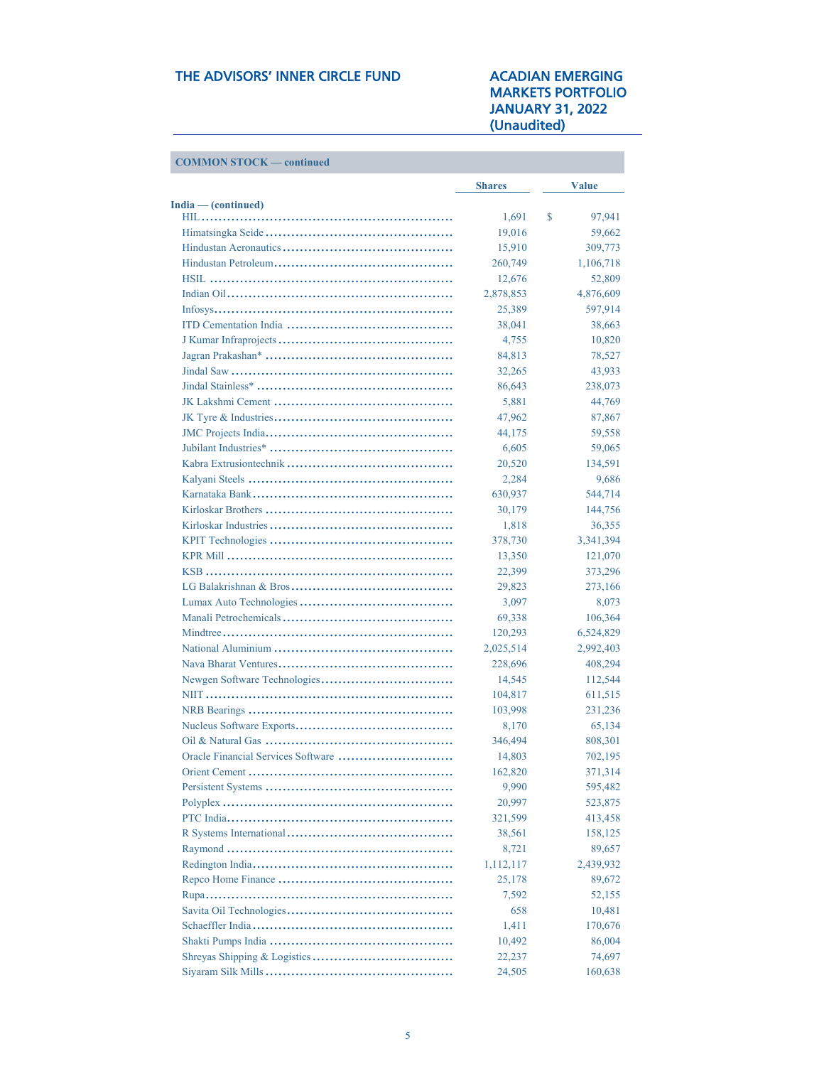**COMMON STOCK — continued**

| | Shares | Value |
|---|---|---|
| **India — (continued)** | | |
| HIL | 1,691 | $ 97,941 |
| Himatsingka Seide | 19,016 | 59,662 |
| Hindustan Aeronautics | 15,910 | 309,773 |
| Hindustan Petroleum | 260,749 | 1,106,718 |
| HSIL | 12,676 | 52,809 |
| Indian Oil | 2,878,853 | 4,876,609 |
| Infosys | 25,389 | 597,914 |
| ITD Cementation India | 38,041 | 38,663 |
| J Kumar Infraprojects | 4,755 | 10,820 |
| Jagran Prakashan* | 84,813 | 78,527 |
| Jindal Saw | 32,265 | 43,933 |
| Jindal Stainless* | 86,643 | 238,073 |
| JK Lakshmi Cement | 5,881 | 44,769 |
| JK Tyre & Industries | 47,962 | 87,867 |
| JMC Projects India | 44,175 | 59,558 |
| Jubilant Industries* | 6,605 | 59,065 |
| Kabra Extrusiontechnik | 20,520 | 134,591 |
| Kalyani Steels | 2,284 | 9,686 |
| Karnataka Bank | 630,937 | 544,714 |
| Kirloskar Brothers | 30,179 | 144,756 |
| Kirloskar Industries | 1,818 | 36,355 |
| KPIT Technologies | 378,730 | 3,341,394 |
| KPR Mill | 13,350 | 121,070 |
| KSB | 22,399 | 373,296 |
| LG Balakrishnan & Bros | 29,823 | 273,166 |
| Lumax Auto Technologies | 3,097 | 8,073 |
| Manali Petrochemicals | 69,338 | 106,364 |
| Mindtree | 120,293 | 6,524,829 |
| National Aluminium | 2,025,514 | 2,992,403 |
| Nava Bharat Ventures | 228,696 | 408,294 |
| Newgen Software Technologies | 14,545 | 112,544 |
| NIIT | 104,817 | 611,515 |
| NRB Bearings | 103,998 | 231,236 |
| Nucleus Software Exports | 8,170 | 65,134 |
| Oil & Natural Gas | 346,494 | 808,301 |
| Oracle Financial Services Software | 14,803 | 702,195 |
| Orient Cement | 162,820 | 371,314 |
| Persistent Systems | 9,990 | 595,482 |
| Polyplex | 20,997 | 523,875 |
| PTC India | 321,599 | 413,458 |
| R Systems International | 38,561 | 158,125 |
| Raymond | 8,721 | 89,657 |
| Redington India | 1,112,117 | 2,439,932 |
| Repco Home Finance | 25,178 | 89,672 |
| Rupa | 7,592 | 52,155 |
| Savita Oil Technologies | 658 | 10,481 |
| Schaeffler India | 1,411 | 170,676 |
| Shakti Pumps India | 10,492 | 86,004 |
| Shreyas Shipping & Logistics | 22,237 | 74,697 |
| Siyaram Silk Mills | 24,505 | 160,638 |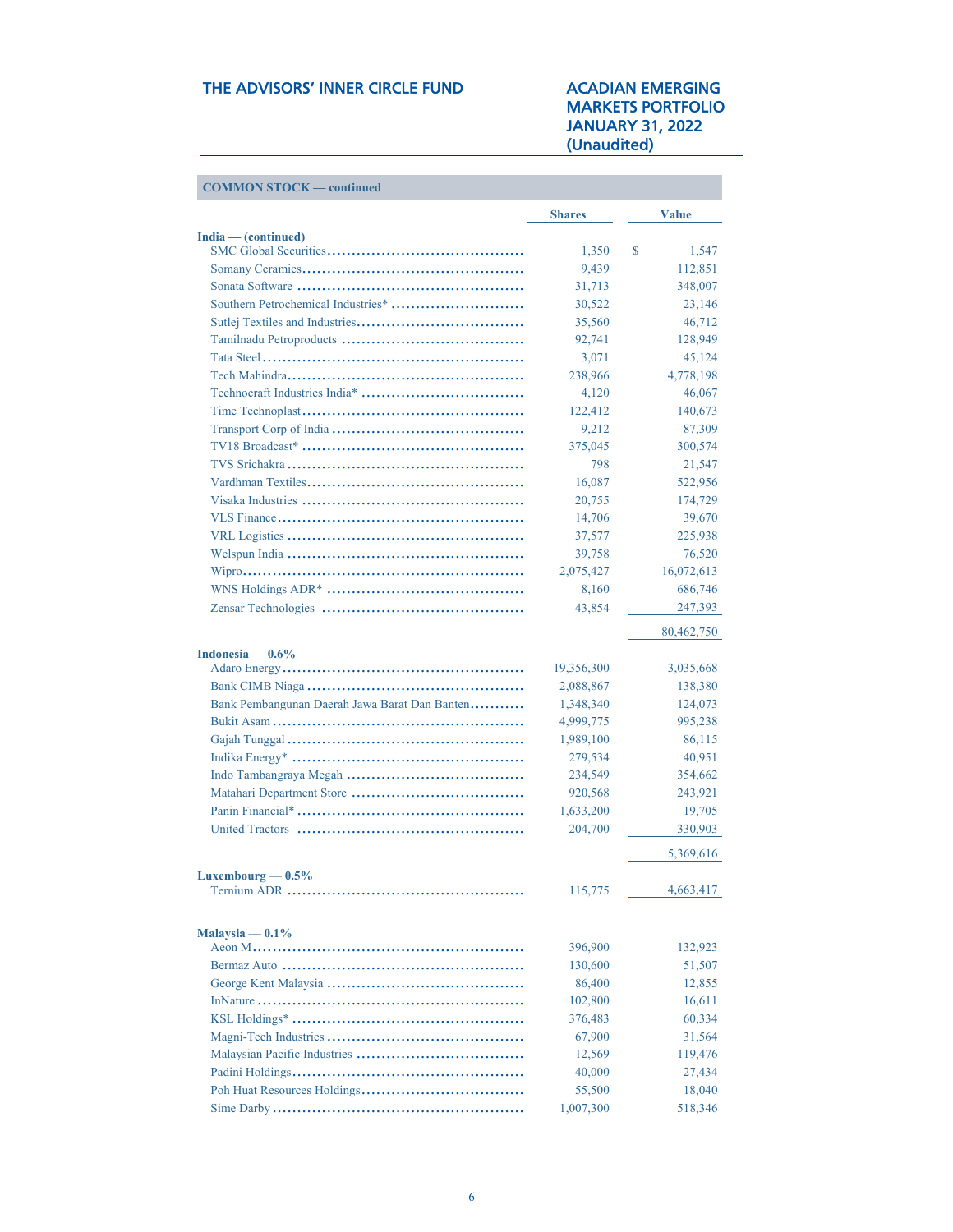**COMMON STOCK — continued**

| | Shares | Value |
|---|---|---|
| **India — (continued)** | | |
| SMC Global Securities | 1,350 | $ 1,547 |
| Somany Ceramics | 9,439 | 112,851 |
| Sonata Software | 31,713 | 348,007 |
| Southern Petrochemical Industries* | 30,522 | 23,146 |
| Sutlej Textiles and Industries | 35,560 | 46,712 |
| Tamilnadu Petroproducts | 92,741 | 128,949 |
| Tata Steel | 3,071 | 45,124 |
| Tech Mahindra | 238,966 | 4,778,198 |
| Technocraft Industries India* | 4,120 | 46,067 |
| Time Technoplast | 122,412 | 140,673 |
| Transport Corp of India | 9,212 | 87,309 |
| TV18 Broadcast* | 375,045 | 300,574 |
| TVS Srichakra | 798 | 21,547 |
| Vardhman Textiles | 16,087 | 522,956 |
| Visaka Industries | 20,755 | 174,729 |
| VLS Finance | 14,706 | 39,670 |
| VRL Logistics | 37,577 | 225,938 |
| Welspun India | 39,758 | 76,520 |
| Wipro | 2,075,427 | 16,072,613 |
| WNS Holdings ADR* | 8,160 | 686,746 |
| Zensar Technologies | 43,854 | 247,393 |
| | | 80,462,750 |
| **Indonesia — 0.6%** | | |
| Adaro Energy | 19,356,300 | 3,035,668 |
| Bank CIMB Niaga | 2,088,867 | 138,380 |
| Bank Pembangunan Daerah Jawa Barat Dan Banten | 1,348,340 | 124,073 |
| Bukit Asam | 4,999,775 | 995,238 |
| Gajah Tunggal | 1,989,100 | 86,115 |
| Indika Energy* | 279,534 | 40,951 |
| Indo Tambangraya Megah | 234,549 | 354,662 |
| Matahari Department Store | 920,568 | 243,921 |
| Panin Financial* | 1,633,200 | 19,705 |
| United Tractors | 204,700 | 330,903 |
| | | 5,369,616 |
| **Luxembourg — 0.5%** | | |
| Ternium ADR | 115,775 | 4,663,417 |
| **Malaysia — 0.1%** | | |
| Aeon M | 396,900 | 132,923 |
| Bermaz Auto | 130,600 | 51,507 |
| George Kent Malaysia | 86,400 | 12,855 |
| InNature | 102,800 | 16,611 |
| KSL Holdings* | 376,483 | 60,334 |
| Magni-Tech Industries | 67,900 | 31,564 |
| Malaysian Pacific Industries | 12,569 | 119,476 |
| Padini Holdings | 40,000 | 27,434 |
| Poh Huat Resources Holdings | 55,500 | 18,040 |
| Sime Darby | 1,007,300 | 518,346 |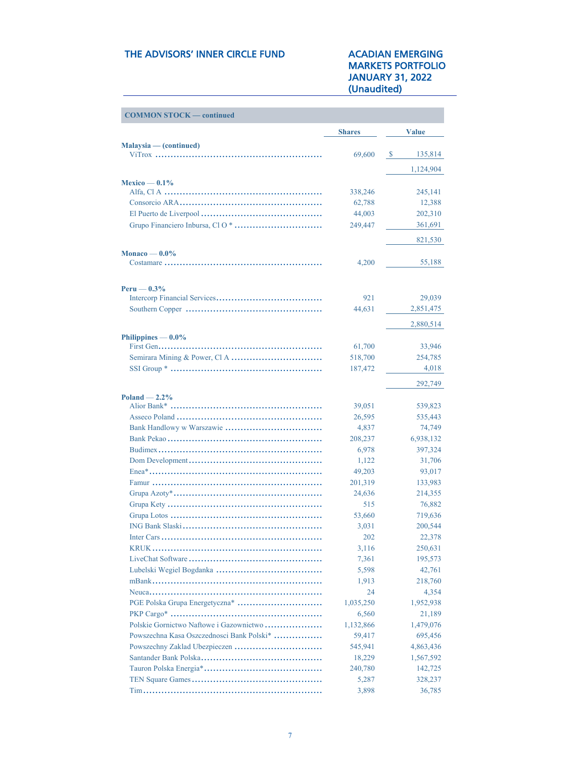**COMMON STOCK — continued**

| | Shares | Value |
|---|---|---|
| **Malaysia — (continued)** | | |
| ViTrox | 69,600 | $ 135,814 |
| | | 1,124,904 |
| **Mexico — 0.1%** | | |
| Alfa, Cl A | 338,246 | 245,141 |
| Consorcio ARA | 62,788 | 12,388 |
| El Puerto de Liverpool | 44,003 | 202,310 |
| Grupo Financiero Inbursa, Cl O * | 249,447 | 361,691 |
| | | 821,530 |
| **Monaco — 0.0%** | | |
| Costamare | 4,200 | 55,188 |
| **Peru — 0.3%** | | |
| Intercorp Financial Services | 921 | 29,039 |
| Southern Copper | 44,631 | 2,851,475 |
| | | 2,880,514 |
| **Philippines — 0.0%** | | |
| First Gen | 61,700 | 33,946 |
| Semirara Mining & Power, Cl A | 518,700 | 254,785 |
| SSI Group * | 187,472 | 4,018 |
| | | 292,749 |
| **Poland — 2.2%** | | |
| Alior Bank* | 39,051 | 539,823 |
| Asseco Poland | 26,595 | 535,443 |
| Bank Handlowy w Warszawie | 4,837 | 74,749 |
| Bank Pekao | 208,237 | 6,938,132 |
| Budimex | 6,978 | 397,324 |
| Dom Development | 1,122 | 31,706 |
| Enea* | 49,203 | 93,017 |
| Famur | 201,319 | 133,983 |
| Grupa Azoty* | 24,636 | 214,355 |
| Grupa Kety | 515 | 76,882 |
| Grupa Lotos | 53,660 | 719,636 |
| ING Bank Slaski | 3,031 | 200,544 |
| Inter Cars | 202 | 22,378 |
| KRUK | 3,116 | 250,631 |
| LiveChat Software | 7,361 | 195,573 |
| Lubelski Wegiel Bogdanka | 5,598 | 42,761 |
| mBank | 1,913 | 218,760 |
| Neuca | 24 | 4,354 |
| PGE Polska Grupa Energetyczna* | 1,035,250 | 1,952,938 |
| PKP Cargo* | 6,560 | 21,189 |
| Polskie Gornictwo Naftowe i Gazownictwo | 1,132,866 | 1,479,076 |
| Powszechna Kasa Oszczednosci Bank Polski* | 59,417 | 695,456 |
| Powszechny Zaklad Ubezpieczen | 545,941 | 4,863,436 |
| Santander Bank Polska | 18,229 | 1,567,592 |
| Tauron Polska Energia* | 240,780 | 142,725 |
| TEN Square Games | 5,287 | 328,237 |
| Tim | 3,898 | 36,785 |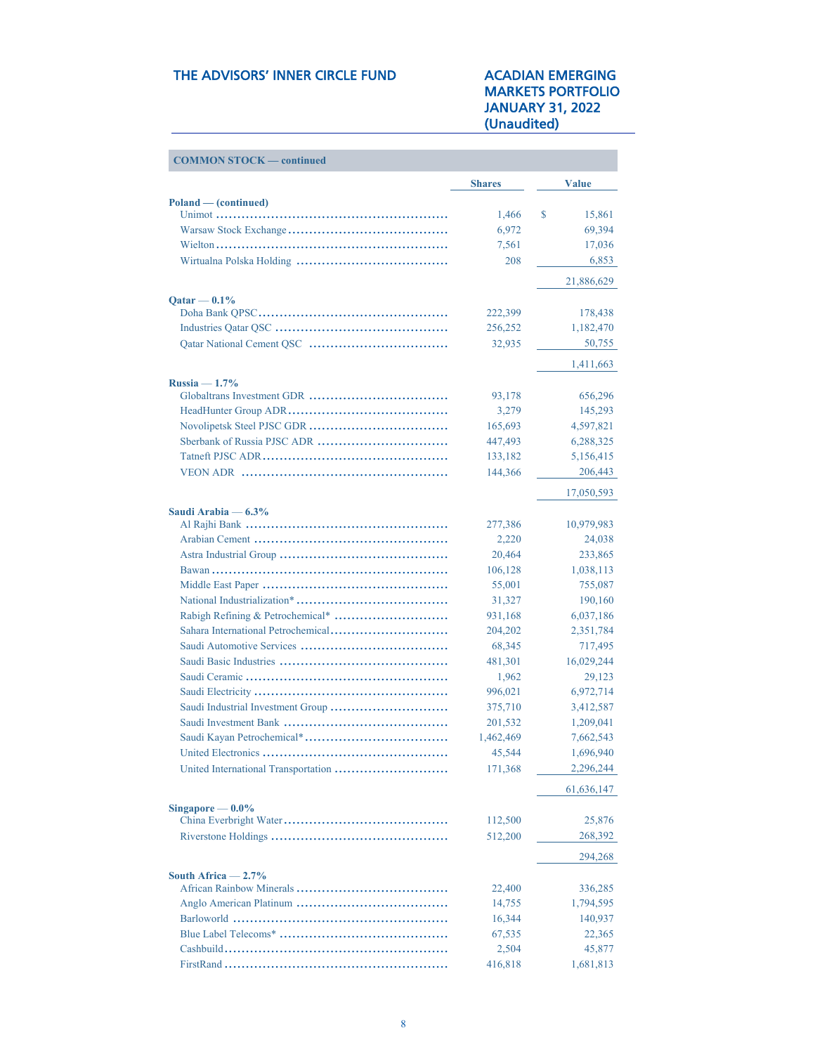**COMMON STOCK — continued**

| | Shares | Value |
|---|---|---|
| **Poland — (continued)** | | |
| Unimot | 1,466 | $ 15,861 |
| Warsaw Stock Exchange | 6,972 | 69,394 |
| Wielton | 7,561 | 17,036 |
| Wirtualna Polska Holding | 208 | 6,853 |
| | | 21,886,629 |
| **Qatar — 0.1%** | | |
| Doha Bank QPSC | 222,399 | 178,438 |
| Industries Qatar QSC | 256,252 | 1,182,470 |
| Qatar National Cement QSC | 32,935 | 50,755 |
| | | 1,411,663 |
| **Russia — 1.7%** | | |
| Globaltrans Investment GDR | 93,178 | 656,296 |
| HeadHunter Group ADR | 3,279 | 145,293 |
| Novolipetsk Steel PJSC GDR | 165,693 | 4,597,821 |
| Sberbank of Russia PJSC ADR | 447,493 | 6,288,325 |
| Tatneft PJSC ADR | 133,182 | 5,156,415 |
| VEON ADR | 144,366 | 206,443 |
| | | 17,050,593 |
| **Saudi Arabia — 6.3%** | | |
| Al Rajhi Bank | 277,386 | 10,979,983 |
| Arabian Cement | 2,220 | 24,038 |
| Astra Industrial Group | 20,464 | 233,865 |
| Bawan | 106,128 | 1,038,113 |
| Middle East Paper | 55,001 | 755,087 |
| National Industrialization* | 31,327 | 190,160 |
| Rabigh Refining & Petrochemical* | 931,168 | 6,037,186 |
| Sahara International Petrochemical | 204,202 | 2,351,784 |
| Saudi Automotive Services | 68,345 | 717,495 |
| Saudi Basic Industries | 481,301 | 16,029,244 |
| Saudi Ceramic | 1,962 | 29,123 |
| Saudi Electricity | 996,021 | 6,972,714 |
| Saudi Industrial Investment Group | 375,710 | 3,412,587 |
| Saudi Investment Bank | 201,532 | 1,209,041 |
| Saudi Kayan Petrochemical* | 1,462,469 | 7,662,543 |
| United Electronics | 45,544 | 1,696,940 |
| United International Transportation | 171,368 | 2,296,244 |
| | | 61,636,147 |
| **Singapore — 0.0%** | | |
| China Everbright Water | 112,500 | 25,876 |
| Riverstone Holdings | 512,200 | 268,392 |
| | | 294,268 |
| **South Africa — 2.7%** | | |
| African Rainbow Minerals | 22,400 | 336,285 |
| Anglo American Platinum | 14,755 | 1,794,595 |
| Barloworld | 16,344 | 140,937 |
| Blue Label Telecoms* | 67,535 | 22,365 |
| Cashbuild | 2,504 | 45,877 |
| FirstRand | 416,818 | 1,681,813 |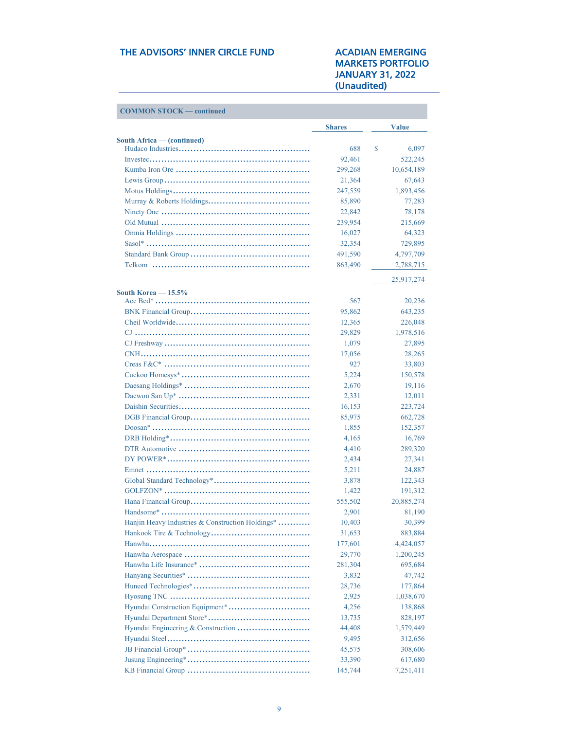**COMMON STOCK — continued**

| | Shares | Value |
|---|---|---|
| **South Africa — (continued)** | | |
| Hudaco Industries | 688 | $ 6,097 |
| Investec | 92,461 | 522,245 |
| Kumba Iron Ore | 299,268 | 10,654,189 |
| Lewis Group | 21,364 | 67,643 |
| Motus Holdings | 247,559 | 1,893,456 |
| Murray & Roberts Holdings | 85,890 | 77,283 |
| Ninety One | 22,842 | 78,178 |
| Old Mutual | 239,954 | 215,669 |
| Omnia Holdings | 16,027 | 64,323 |
| Sasol* | 32,354 | 729,895 |
| Standard Bank Group | 491,590 | 4,797,709 |
| Telkom | 863,490 | 2,788,715 |
| | | 25,917,274 |
| **South Korea — 15.5%** | | |
| Ace Bed* | 567 | 20,236 |
| BNK Financial Group | 95,862 | 643,235 |
| Cheil Worldwide | 12,365 | 226,048 |
| CJ | 29,829 | 1,978,516 |
| CJ Freshway | 1,079 | 27,895 |
| CNH | 17,056 | 28,265 |
| Creas F&C* | 927 | 33,803 |
| Cuckoo Homesys* | 5,224 | 150,578 |
| Daesang Holdings* | 2,670 | 19,116 |
| Daewon San Up* | 2,331 | 12,011 |
| Daishin Securities | 16,153 | 223,724 |
| DGB Financial Group | 85,975 | 662,728 |
| Doosan* | 1,855 | 152,357 |
| DRB Holding* | 4,165 | 16,769 |
| DTR Automotive | 4,410 | 289,320 |
| DY POWER* | 2,434 | 27,341 |
| Emnet | 5,211 | 24,887 |
| Global Standard Technology* | 3,878 | 122,343 |
| GOLFZON* | 1,422 | 191,312 |
| Hana Financial Group | 555,502 | 20,885,274 |
| Handsome* | 2,901 | 81,190 |
| Hanjin Heavy Industries & Construction Holdings* | 10,403 | 30,399 |
| Hankook Tire & Technology | 31,653 | 883,884 |
| Hanwha | 177,601 | 4,424,057 |
| Hanwha Aerospace | 29,770 | 1,200,245 |
| Hanwha Life Insurance* | 281,304 | 695,684 |
| Hanyang Securities* | 3,832 | 47,742 |
| Huneed Technologies* | 28,736 | 177,864 |
| Hyosung TNC | 2,925 | 1,038,670 |
| Hyundai Construction Equipment* | 4,256 | 138,868 |
| Hyundai Department Store* | 13,735 | 828,197 |
| Hyundai Engineering & Construction | 44,408 | 1,579,449 |
| Hyundai Steel | 9,495 | 312,656 |
| JB Financial Group* | 45,575 | 308,606 |
| Jusung Engineering* | 33,390 | 617,680 |
| KB Financial Group | 145,744 | 7,251,411 |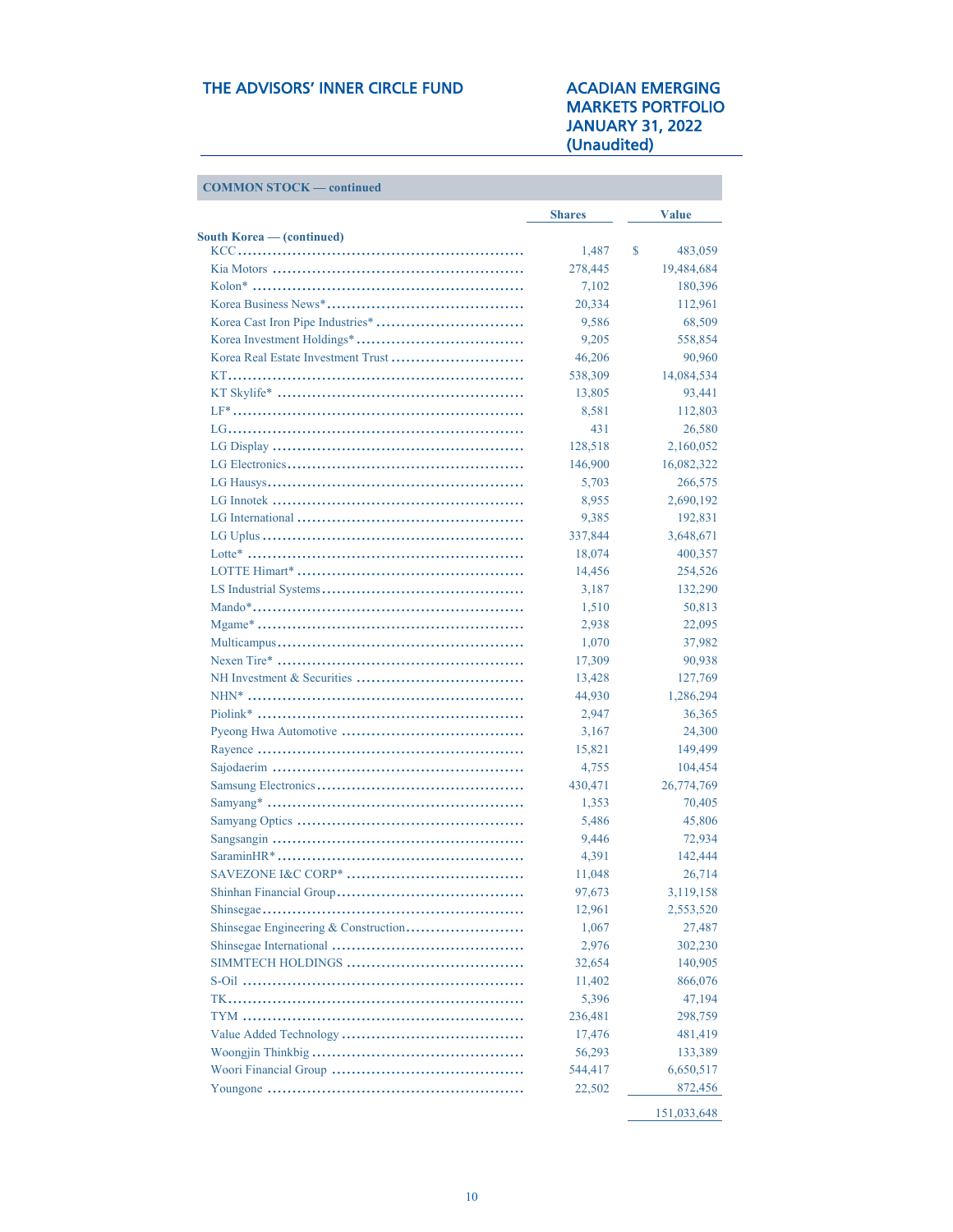**COMMON STOCK — continued**

| | Shares | Value |
|---|---|---|
| **South Korea — (continued)** | | |
| KCC | 1,487 | $ 483,059 |
| Kia Motors | 278,445 | 19,484,684 |
| Kolon* | 7,102 | 180,396 |
| Korea Business News* | 20,334 | 112,961 |
| Korea Cast Iron Pipe Industries* | 9,586 | 68,509 |
| Korea Investment Holdings* | 9,205 | 558,854 |
| Korea Real Estate Investment Trust | 46,206 | 90,960 |
| KT | 538,309 | 14,084,534 |
| KT Skylife* | 13,805 | 93,441 |
| LF* | 8,581 | 112,803 |
| LG | 431 | 26,580 |
| LG Display | 128,518 | 2,160,052 |
| LG Electronics | 146,900 | 16,082,322 |
| LG Hausys | 5,703 | 266,575 |
| LG Innotek | 8,955 | 2,690,192 |
| LG International | 9,385 | 192,831 |
| LG Uplus | 337,844 | 3,648,671 |
| Lotte* | 18,074 | 400,357 |
| LOTTE Himart* | 14,456 | 254,526 |
| LS Industrial Systems | 3,187 | 132,290 |
| Mando* | 1,510 | 50,813 |
| Mgame* | 2,938 | 22,095 |
| Multicampus | 1,070 | 37,982 |
| Nexen Tire* | 17,309 | 90,938 |
| NH Investment & Securities | 13,428 | 127,769 |
| NHN* | 44,930 | 1,286,294 |
| Piolink* | 2,947 | 36,365 |
| Pyeong Hwa Automotive | 3,167 | 24,300 |
| Rayence | 15,821 | 149,499 |
| Sajodaerim | 4,755 | 104,454 |
| Samsung Electronics | 430,471 | 26,774,769 |
| Samyang* | 1,353 | 70,405 |
| Samyang Optics | 5,486 | 45,806 |
| Sangsangin | 9,446 | 72,934 |
| SaraminHR* | 4,391 | 142,444 |
| SAVEZONE I&C CORP* | 11,048 | 26,714 |
| Shinhan Financial Group | 97,673 | 3,119,158 |
| Shinsegae | 12,961 | 2,553,520 |
| Shinsegae Engineering & Construction | 1,067 | 27,487 |
| Shinsegae International | 2,976 | 302,230 |
| SIMMTECH HOLDINGS | 32,654 | 140,905 |
| S-Oil | 11,402 | 866,076 |
| TK | 5,396 | 47,194 |
| TYM | 236,481 | 298,759 |
| Value Added Technology | 17,476 | 481,419 |
| Woongjin Thinkbig | 56,293 | 133,389 |
| Woori Financial Group | 544,417 | 6,650,517 |
| Youngone | 22,502 | 872,456 |
| | | 151,033,648 |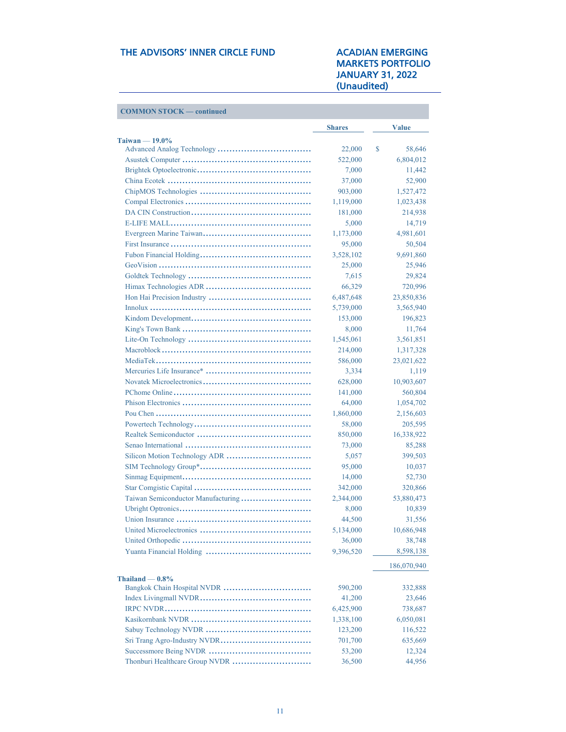## COMMON STOCK — continued

| | Shares | Value |
|---|---|---|
| **Taiwan — 19.0%** | | |
| Advanced Analog Technology | 22,000 | $ 58,646 |
| Asustek Computer | 522,000 | 6,804,012 |
| Brightek Optoelectronic | 7,000 | 11,442 |
| China Ecotek | 37,000 | 52,900 |
| ChipMOS Technologies | 903,000 | 1,527,472 |
| Compal Electronics | 1,119,000 | 1,023,438 |
| DA CIN Construction | 181,000 | 214,938 |
| E-LIFE MALL | 5,000 | 14,719 |
| Evergreen Marine Taiwan | 1,173,000 | 4,981,601 |
| First Insurance | 95,000 | 50,504 |
| Fubon Financial Holding | 3,528,102 | 9,691,860 |
| GeoVision | 25,000 | 25,946 |
| Goldtek Technology | 7,615 | 29,824 |
| Himax Technologies ADR | 66,329 | 720,996 |
| Hon Hai Precision Industry | 6,487,648 | 23,850,836 |
| Innolux | 5,739,000 | 3,565,940 |
| Kindom Development | 153,000 | 196,823 |
| King's Town Bank | 8,000 | 11,764 |
| Lite-On Technology | 1,545,061 | 3,561,851 |
| Macroblock | 214,000 | 1,317,328 |
| MediaTek | 586,000 | 23,021,622 |
| Mercuries Life Insurance* | 3,334 | 1,119 |
| Novatek Microelectronics | 628,000 | 10,903,607 |
| PChome Online | 141,000 | 560,804 |
| Phison Electronics | 64,000 | 1,054,702 |
| Pou Chen | 1,860,000 | 2,156,603 |
| Powertech Technology | 58,000 | 205,595 |
| Realtek Semiconductor | 850,000 | 16,338,922 |
| Senao International | 73,000 | 85,288 |
| Silicon Motion Technology ADR | 5,057 | 399,503 |
| SIM Technology Group* | 95,000 | 10,037 |
| Sinmag Equipment | 14,000 | 52,730 |
| Star Comgistic Capital | 342,000 | 320,866 |
| Taiwan Semiconductor Manufacturing | 2,344,000 | 53,880,473 |
| Ubright Optronics | 8,000 | 10,839 |
| Union Insurance | 44,500 | 31,556 |
| United Microelectronics | 5,134,000 | 10,686,948 |
| United Orthopedic | 36,000 | 38,748 |
| Yuanta Financial Holding | 9,396,520 | 8,598,138 |
| | | 186,070,940 |
| **Thailand — 0.8%** | | |
| Bangkok Chain Hospital NVDR | 590,200 | 332,888 |
| Index Livingmall NVDR | 41,200 | 23,646 |
| IRPC NVDR | 6,425,900 | 738,687 |
| Kasikornbank NVDR | 1,338,100 | 6,050,081 |
| Sabuy Technology NVDR | 123,200 | 116,522 |
| Sri Trang Agro-Industry NVDR | 701,700 | 635,669 |
| Successmore Being NVDR | 53,200 | 12,324 |
| Thonburi Healthcare Group NVDR | 36,500 | 44,956 |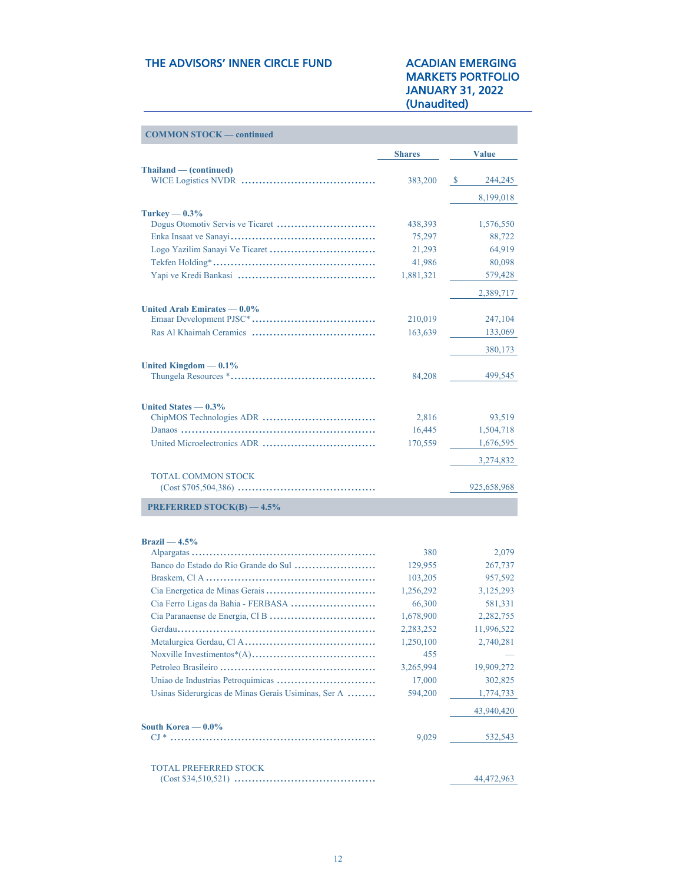| COMMON STOCK — continued | | |
|---|---|---|
| | **Shares** | **Value** |
| **Thailand — (continued)** | | |
| WICE Logistics NVDR | 383,200 | $ 244,245 |
| | | 8,199,018 |
| **Turkey — 0.3%** | | |
| Dogus Otomotiv Servis ve Ticaret | 438,393 | 1,576,550 |
| Enka Insaat ve Sanayi | 75,297 | 88,722 |
| Logo Yazilim Sanayi Ve Ticaret | 21,293 | 64,919 |
| Tekfen Holding* | 41,986 | 80,098 |
| Yapi ve Kredi Bankasi | 1,881,321 | 579,428 |
| | | 2,389,717 |
| **United Arab Emirates — 0.0%** | | |
| Emaar Development PJSC* | 210,019 | 247,104 |
| Ras Al Khaimah Ceramics | 163,639 | 133,069 |
| | | 380,173 |
| **United Kingdom — 0.1%** | | |
| Thungela Resources * | 84,208 | 499,545 |
| **United States — 0.3%** | | |
| ChipMOS Technologies ADR | 2,816 | 93,519 |
| Danaos | 16,445 | 1,504,718 |
| United Microelectronics ADR | 170,559 | 1,676,595 |
| | | 3,274,832 |
| TOTAL COMMON STOCK (Cost $705,504,386) | | 925,658,968 |

| PREFERRED STOCK(B) — 4.5% | | |
|---|---|---|
| **Brazil — 4.5%** | | |
| Alpargatas | 380 | 2,079 |
| Banco do Estado do Rio Grande do Sul | 129,955 | 267,737 |
| Braskem, Cl A | 103,205 | 957,592 |
| Cia Energetica de Minas Gerais | 1,256,292 | 3,125,293 |
| Cia Ferro Ligas da Bahia - FERBASA | 66,300 | 581,331 |
| Cia Paranaense de Energia, Cl B | 1,678,900 | 2,282,755 |
| Gerdau | 2,283,252 | 11,996,522 |
| Metalurgica Gerdau, Cl A | 1,250,100 | 2,740,281 |
| Noxville Investimentos*(A) | 455 | — |
| Petroleo Brasileiro | 3,265,994 | 19,909,272 |
| Uniao de Industrias Petroquimicas | 17,000 | 302,825 |
| Usinas Siderurgicas de Minas Gerais Usiminas, Ser A | 594,200 | 1,774,733 |
| | | 43,940,420 |
| **South Korea — 0.0%** | | |
| CJ * | 9,029 | 532,543 |
| TOTAL PREFERRED STOCK (Cost $34,510,521) | | 44,472,963 |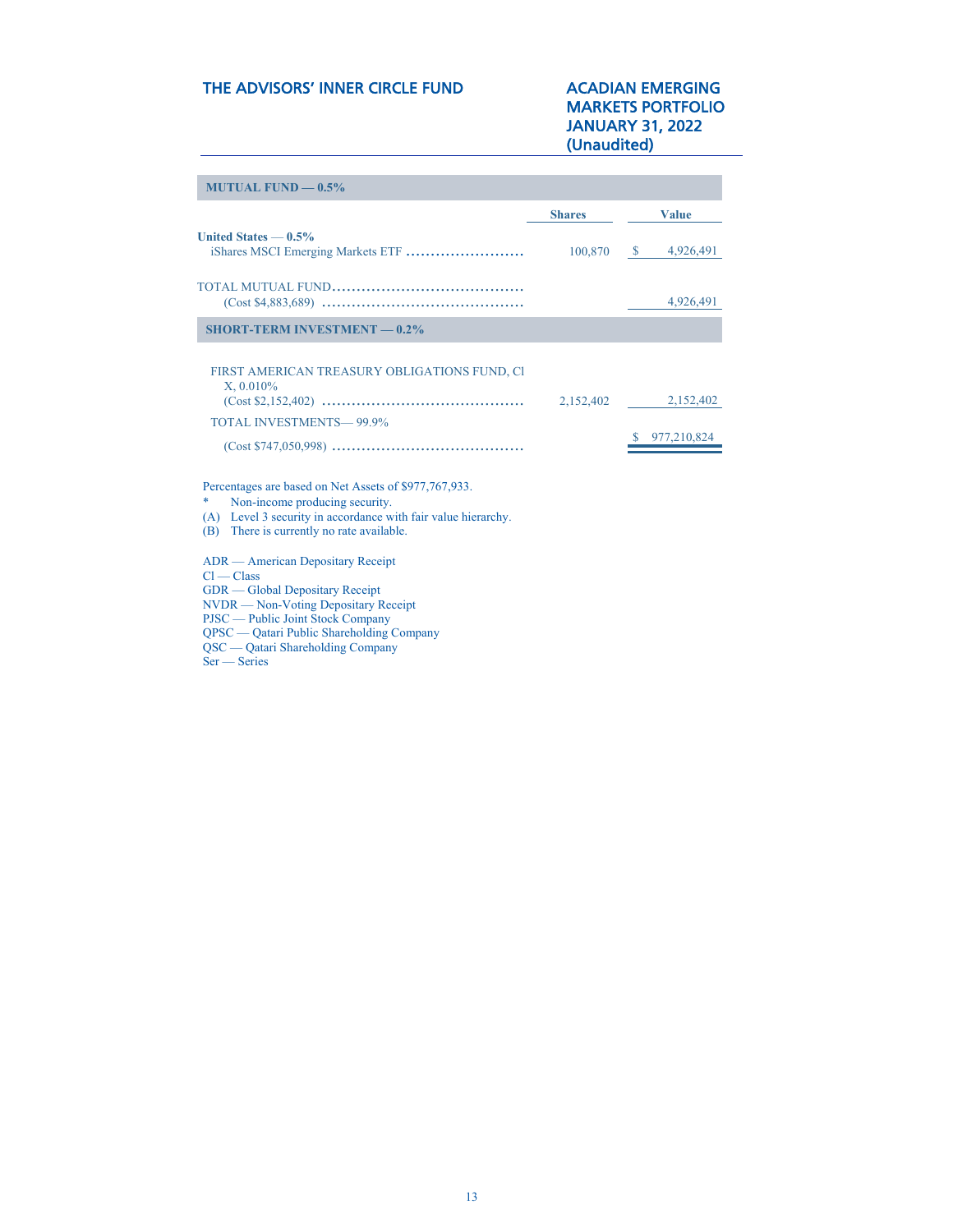| MUTUAL FUND — 0.5% | | |
|---|---|---|
| | **Shares** | **Value** |
| **United States — 0.5%** | | |
| iShares MSCI Emerging Markets ETF | 100,870 | $ 4,926,491 |
| TOTAL MUTUAL FUND (Cost $4,883,689) | | 4,926,491 |
| **SHORT-TERM INVESTMENT — 0.2%** | | |
| FIRST AMERICAN TREASURY OBLIGATIONS FUND, Cl X, 0.010% (Cost $2,152,402) | 2,152,402 | 2,152,402 |
| TOTAL INVESTMENTS— 99.9% (Cost $747,050,998) | | $ 977,210,824 |

Percentages are based on Net Assets of $977,767,933.

\* Non-income producing security.

(A) Level 3 security in accordance with fair value hierarchy.

(B) There is currently no rate available.

ADR — American Depositary Receipt
Cl — Class
GDR — Global Depositary Receipt
NVDR — Non-Voting Depositary Receipt
PJSC — Public Joint Stock Company
QPSC — Qatari Public Shareholding Company
QSC — Qatari Shareholding Company
Ser — Series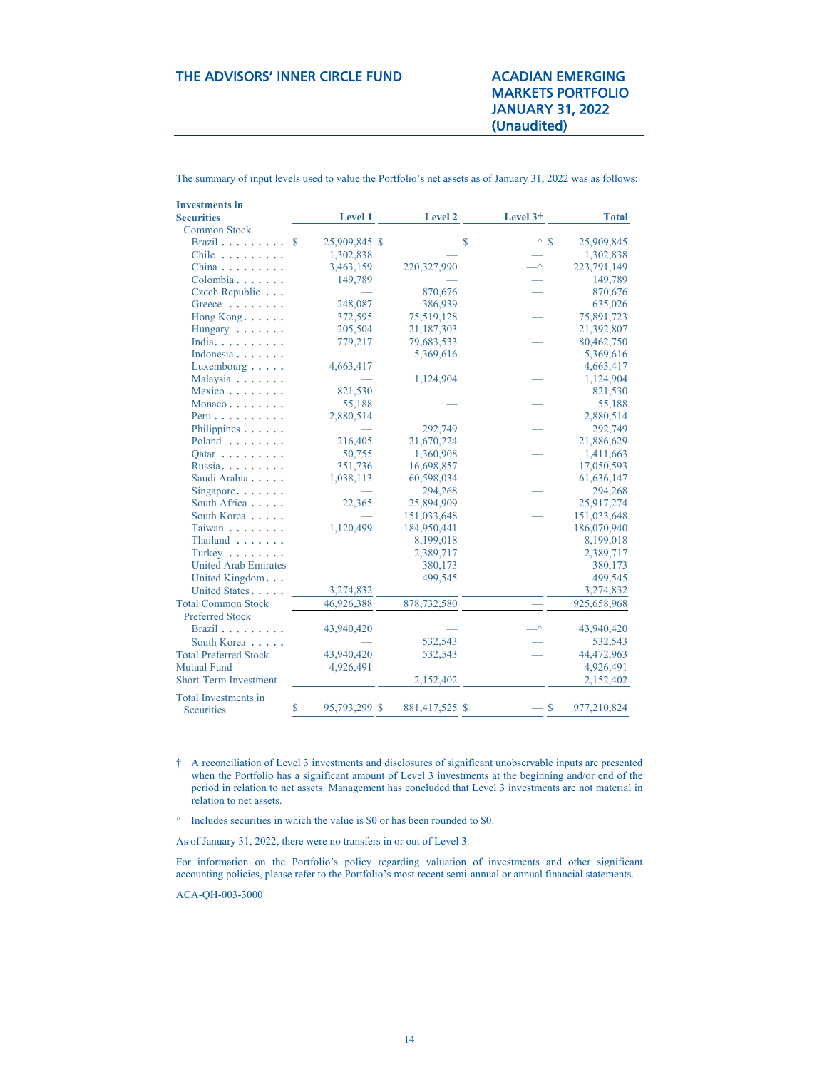The summary of input levels used to value the Portfolio's net assets as of January 31, 2022 was as follows:

| Investments in Securities | Level 1 | Level 2 | Level 3† | Total |
|---|---|---|---|---|
| Common Stock | | | | |
| Brazil | $ 25,909,845 | $ — | $ —^ | $ 25,909,845 |
| Chile | 1,302,838 | — | — | 1,302,838 |
| China | 3,463,159 | 220,327,990 | —^ | 223,791,149 |
| Colombia | 149,789 | — | — | 149,789 |
| Czech Republic | — | 870,676 | — | 870,676 |
| Greece | 248,087 | 386,939 | — | 635,026 |
| Hong Kong | 372,595 | 75,519,128 | — | 75,891,723 |
| Hungary | 205,504 | 21,187,303 | — | 21,392,807 |
| India | 779,217 | 79,683,533 | — | 80,462,750 |
| Indonesia | — | 5,369,616 | — | 5,369,616 |
| Luxembourg | 4,663,417 | — | — | 4,663,417 |
| Malaysia | — | 1,124,904 | — | 1,124,904 |
| Mexico | 821,530 | — | — | 821,530 |
| Monaco | 55,188 | — | — | 55,188 |
| Peru | 2,880,514 | — | — | 2,880,514 |
| Philippines | — | 292,749 | — | 292,749 |
| Poland | 216,405 | 21,670,224 | — | 21,886,629 |
| Qatar | 50,755 | 1,360,908 | — | 1,411,663 |
| Russia | 351,736 | 16,698,857 | — | 17,050,593 |
| Saudi Arabia | 1,038,113 | 60,598,034 | — | 61,636,147 |
| Singapore | — | 294,268 | — | 294,268 |
| South Africa | 22,365 | 25,894,909 | — | 25,917,274 |
| South Korea | — | 151,033,648 | — | 151,033,648 |
| Taiwan | 1,120,499 | 184,950,441 | — | 186,070,940 |
| Thailand | — | 8,199,018 | — | 8,199,018 |
| Turkey | — | 2,389,717 | — | 2,389,717 |
| United Arab Emirates | — | 380,173 | — | 380,173 |
| United Kingdom | — | 499,545 | — | 499,545 |
| United States | 3,274,832 | — | — | 3,274,832 |
| Total Common Stock | 46,926,388 | 878,732,580 | — | 925,658,968 |
| Preferred Stock | | | | |
| Brazil | 43,940,420 | — | —^ | 43,940,420 |
| South Korea | — | 532,543 | — | 532,543 |
| Total Preferred Stock | 43,940,420 | 532,543 | — | 44,472,963 |
| Mutual Fund | 4,926,491 | — | — | 4,926,491 |
| Short-Term Investment | — | 2,152,402 | — | 2,152,402 |
| Total Investments in Securities | $ 95,793,299 | $ 881,417,525 | $ — | $ 977,210,824 |

† A reconciliation of Level 3 investments and disclosures of significant unobservable inputs are presented when the Portfolio has a significant amount of Level 3 investments at the beginning and/or end of the period in relation to net assets. Management has concluded that Level 3 investments are not material in relation to net assets.

^ Includes securities in which the value is $0 or has been rounded to $0.

As of January 31, 2022, there were no transfers in or out of Level 3.

For information on the Portfolio's policy regarding valuation of investments and other significant accounting policies, please refer to the Portfolio's most recent semi-annual or annual financial statements.

ACA-QH-003-3000